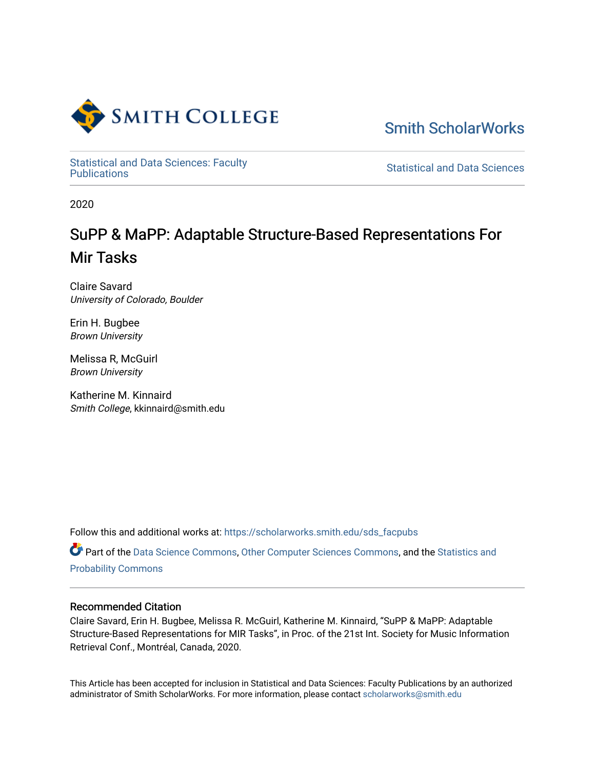Smith College

Smith ScholarWorks

Statistical and Data Sciences: Faculty Publications

Statistical and Data Sciences

2020

# SuPP & MaPP: Adaptable Structure-Based Representations For Mir Tasks

Claire Savard
*University of Colorado, Boulder*

Erin H. Bugbee
*Brown University*

Melissa R, McGuirl
*Brown University*

Katherine M. Kinnaird
*Smith College*, kkinnaird@smith.edu

Follow this and additional works at: https://scholarworks.smith.edu/sds_facpubs

Part of the Data Science Commons, Other Computer Sciences Commons, and the Statistics and Probability Commons

## Recommended Citation

Claire Savard, Erin H. Bugbee, Melissa R. McGuirl, Katherine M. Kinnaird, "SuPP & MaPP: Adaptable Structure-Based Representations for MIR Tasks", in Proc. of the 21st Int. Society for Music Information Retrieval Conf., Montréal, Canada, 2020.

This Article has been accepted for inclusion in Statistical and Data Sciences: Faculty Publications by an authorized administrator of Smith ScholarWorks. For more information, please contact scholarworks@smith.edu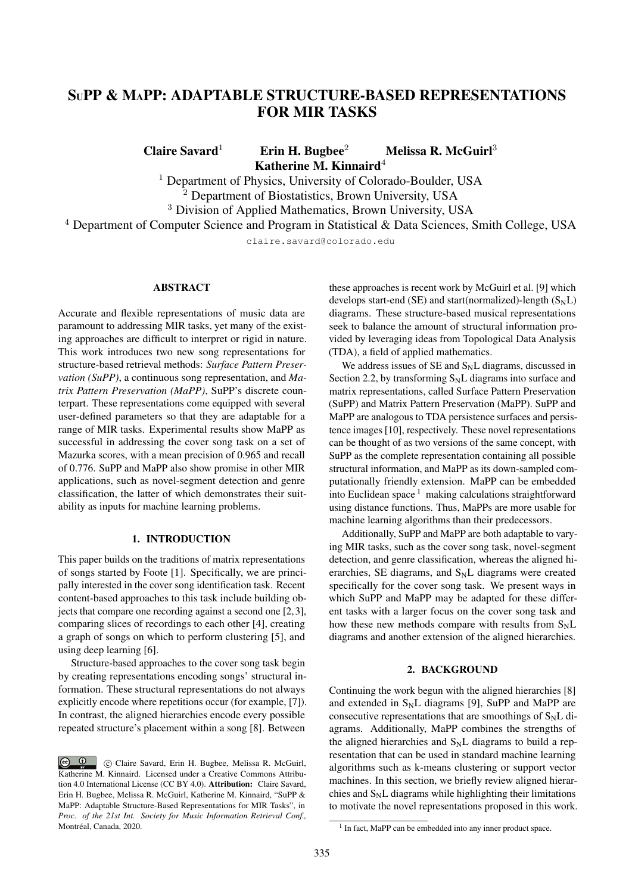# SuPP & MaPP: ADAPTABLE STRUCTURE-BASED REPRESENTATIONS FOR MIR TASKS

**Claire Savard**[1] **Erin H. Bugbee**[2] **Melissa R. McGuirl**[3] **Katherine M. Kinnaird**[4]

[1] Department of Physics, University of Colorado-Boulder, USA
[2] Department of Biostatistics, Brown University, USA
[3] Division of Applied Mathematics, Brown University, USA
[4] Department of Computer Science and Program in Statistical & Data Sciences, Smith College, USA

claire.savard@colorado.edu

## ABSTRACT

Accurate and flexible representations of music data are paramount to addressing MIR tasks, yet many of the existing approaches are difficult to interpret or rigid in nature. This work introduces two new song representations for structure-based retrieval methods: *Surface Pattern Preservation (SuPP)*, a continuous song representation, and *Matrix Pattern Preservation (MaPP)*, SuPP's discrete counterpart. These representations come equipped with several user-defined parameters so that they are adaptable for a range of MIR tasks. Experimental results show MaPP as successful in addressing the cover song task on a set of Mazurka scores, with a mean precision of 0.965 and recall of 0.776. SuPP and MaPP also show promise in other MIR applications, such as novel-segment detection and genre classification, the latter of which demonstrates their suitability as inputs for machine learning problems.

## 1. INTRODUCTION

This paper builds on the traditions of matrix representations of songs started by Foote [1]. Specifically, we are principally interested in the cover song identification task. Recent content-based approaches to this task include building objects that compare one recording against a second one [2,3], comparing slices of recordings to each other [4], creating a graph of songs on which to perform clustering [5], and using deep learning [6].

Structure-based approaches to the cover song task begin by creating representations encoding songs' structural information. These structural representations do not always explicitly encode where repetitions occur (for example, [7]). In contrast, the aligned hierarchies encode every possible repeated structure's placement within a song [8]. Between these approaches is recent work by McGuirl et al. [9] which develops start-end (SE) and start(normalized)-length ($S_N L$) diagrams. These structure-based musical representations seek to balance the amount of structural information provided by leveraging ideas from Topological Data Analysis (TDA), a field of applied mathematics.

We address issues of SE and $S_N L$ diagrams, discussed in Section 2.2, by transforming $S_N L$ diagrams into surface and matrix representations, called Surface Pattern Preservation (SuPP) and Matrix Pattern Preservation (MaPP). SuPP and MaPP are analogous to TDA persistence surfaces and persistence images [10], respectively. These novel representations can be thought of as two versions of the same concept, with SuPP as the complete representation containing all possible structural information, and MaPP as its down-sampled computationally friendly extension. MaPP can be embedded into Euclidean space [1] making calculations straightforward using distance functions. Thus, MaPPs are more usable for machine learning algorithms than their predecessors.

Additionally, SuPP and MaPP are both adaptable to varying MIR tasks, such as the cover song task, novel-segment detection, and genre classification, whereas the aligned hierarchies, SE diagrams, and $S_N L$ diagrams were created specifically for the cover song task. We present ways in which SuPP and MaPP may be adapted for these different tasks with a larger focus on the cover song task and how these new methods compare with results from $S_N L$ diagrams and another extension of the aligned hierarchies.

## 2. BACKGROUND

Continuing the work begun with the aligned hierarchies [8] and extended in $S_N L$ diagrams [9], SuPP and MaPP are consecutive representations that are smoothings of $S_N L$ diagrams. Additionally, MaPP combines the strengths of the aligned hierarchies and $S_N L$ diagrams to build a representation that can be used in standard machine learning algorithms such as k-means clustering or support vector machines. In this section, we briefly review aligned hierarchies and $S_N L$ diagrams while highlighting their limitations to motivate the novel representations proposed in this work.

[1] In fact, MaPP can be embedded into any inner product space.

© Claire Savard, Erin H. Bugbee, Melissa R. McGuirl, Katherine M. Kinnaird. Licensed under a Creative Commons Attribution 4.0 International License (CC BY 4.0). **Attribution:** Claire Savard, Erin H. Bugbee, Melissa R. McGuirl, Katherine M. Kinnaird, "SuPP & MaPP: Adaptable Structure-Based Representations for MIR Tasks", in *Proc. of the 21st Int. Society for Music Information Retrieval Conf.,* Montréal, Canada, 2020.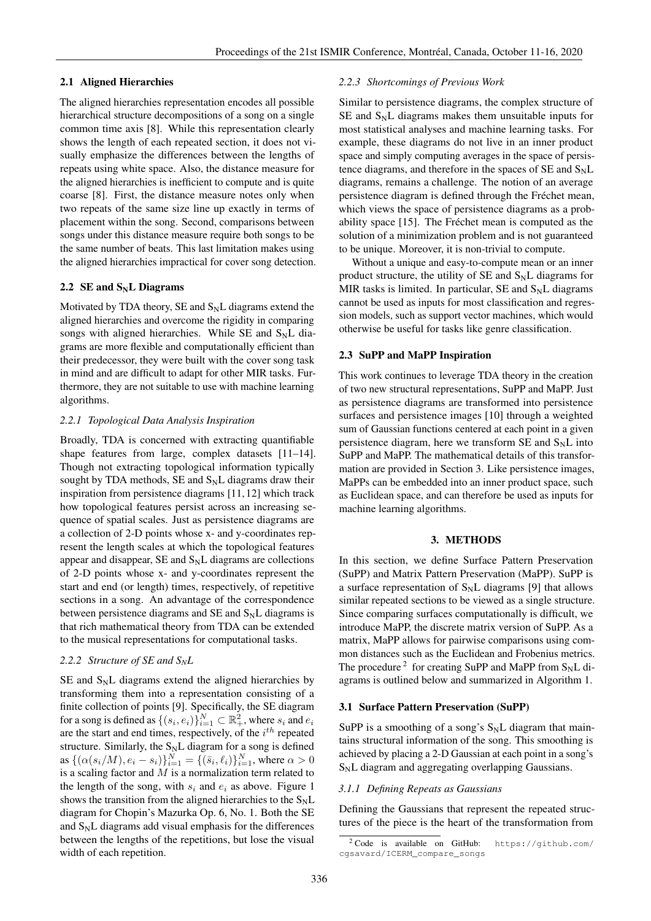### 2.1 Aligned Hierarchies

The aligned hierarchies representation encodes all possible hierarchical structure decompositions of a song on a single common time axis [8]. While this representation clearly shows the length of each repeated section, it does not visually emphasize the differences between the lengths of repeats using white space. Also, the distance measure for the aligned hierarchies is inefficient to compute and is quite coarse [8]. First, the distance measure notes only when two repeats of the same size line up exactly in terms of placement within the song. Second, comparisons between songs under this distance measure require both songs to be the same number of beats. This last limitation makes using the aligned hierarchies impractical for cover song detection.

### 2.2 SE and $S_N$L Diagrams

Motivated by TDA theory, SE and $S_N$L diagrams extend the aligned hierarchies and overcome the rigidity in comparing songs with aligned hierarchies. While SE and $S_N$L diagrams are more flexible and computationally efficient than their predecessor, they were built with the cover song task in mind and are difficult to adapt for other MIR tasks. Furthermore, they are not suitable to use with machine learning algorithms.

#### 2.2.1 *Topological Data Analysis Inspiration*

Broadly, TDA is concerned with extracting quantifiable shape features from large, complex datasets [11–14]. Though not extracting topological information typically sought by TDA methods, SE and $S_N$L diagrams draw their inspiration from persistence diagrams [11, 12] which track how topological features persist across an increasing sequence of spatial scales. Just as persistence diagrams are a collection of 2-D points whose x- and y-coordinates represent the length scales at which the topological features appear and disappear, SE and $S_N$L diagrams are collections of 2-D points whose x- and y-coordinates represent the start and end (or length) times, respectively, of repetitive sections in a song. An advantage of the correspondence between persistence diagrams and SE and $S_N$L diagrams is that rich mathematical theory from TDA can be extended to the musical representations for computational tasks.

#### 2.2.2 *Structure of SE and $S_N$L*

SE and $S_N$L diagrams extend the aligned hierarchies by transforming them into a representation consisting of a finite collection of points [9]. Specifically, the SE diagram for a song is defined as $\{(s_i, e_i)\}_{i=1}^{N} \subset \mathbb{R}_+^2$, where $s_i$ and $e_i$ are the start and end times, respectively, of the $i^{th}$ repeated structure. Similarly, the $S_N$L diagram for a song is defined as $\{(\alpha(s_i/M), e_i - s_i)\}_{i=1}^{N} = \{(\bar{s}_i, \ell_i)\}_{i=1}^{N}$, where $\alpha > 0$ is a scaling factor and $M$ is a normalization term related to the length of the song, with $s_i$ and $e_i$ as above. Figure 1 shows the transition from the aligned hierarchies to the $S_N$L diagram for Chopin's Mazurka Op. 6, No. 1. Both the SE and $S_N$L diagrams add visual emphasis for the differences between the lengths of the repetitions, but lose the visual width of each repetition.

#### 2.2.3 *Shortcomings of Previous Work*

Similar to persistence diagrams, the complex structure of SE and $S_N$L diagrams makes them unsuitable inputs for most statistical analyses and machine learning tasks. For example, these diagrams do not live in an inner product space and simply computing averages in the space of persistence diagrams, and therefore in the spaces of SE and $S_N$L diagrams, remains a challenge. The notion of an average persistence diagram is defined through the Fréchet mean, which views the space of persistence diagrams as a probability space [15]. The Fréchet mean is computed as the solution of a minimization problem and is not guaranteed to be unique. Moreover, it is non-trivial to compute.

Without a unique and easy-to-compute mean or an inner product structure, the utility of SE and $S_N$L diagrams for MIR tasks is limited. In particular, SE and $S_N$L diagrams cannot be used as inputs for most classification and regression models, such as support vector machines, which would otherwise be useful for tasks like genre classification.

### 2.3 SuPP and MaPP Inspiration

This work continues to leverage TDA theory in the creation of two new structural representations, SuPP and MaPP. Just as persistence diagrams are transformed into persistence surfaces and persistence images [10] through a weighted sum of Gaussian functions centered at each point in a given persistence diagram, here we transform SE and $S_N$L into SuPP and MaPP. The mathematical details of this transformation are provided in Section 3. Like persistence images, MaPPs can be embedded into an inner product space, such as Euclidean space, and can therefore be used as inputs for machine learning algorithms.

## 3. METHODS

In this section, we define Surface Pattern Preservation (SuPP) and Matrix Pattern Preservation (MaPP). SuPP is a surface representation of $S_N$L diagrams [9] that allows similar repeated sections to be viewed as a single structure. Since comparing surfaces computationally is difficult, we introduce MaPP, the discrete matrix version of SuPP. As a matrix, MaPP allows for pairwise comparisons using common distances such as the Euclidean and Frobenius metrics. The procedure [2] for creating SuPP and MaPP from $S_N$L diagrams is outlined below and summarized in Algorithm 1.

### 3.1 Surface Pattern Preservation (SuPP)

SuPP is a smoothing of a song's $S_N$L diagram that maintains structural information of the song. This smoothing is achieved by placing a 2-D Gaussian at each point in a song's $S_N$L diagram and aggregating overlapping Gaussians.

#### 3.1.1 *Defining Repeats as Gaussians*

Defining the Gaussians that represent the repeated structures of the piece is the heart of the transformation from

[2] Code is available on GitHub: https://github.com/cgsavard/ICERM_compare_songs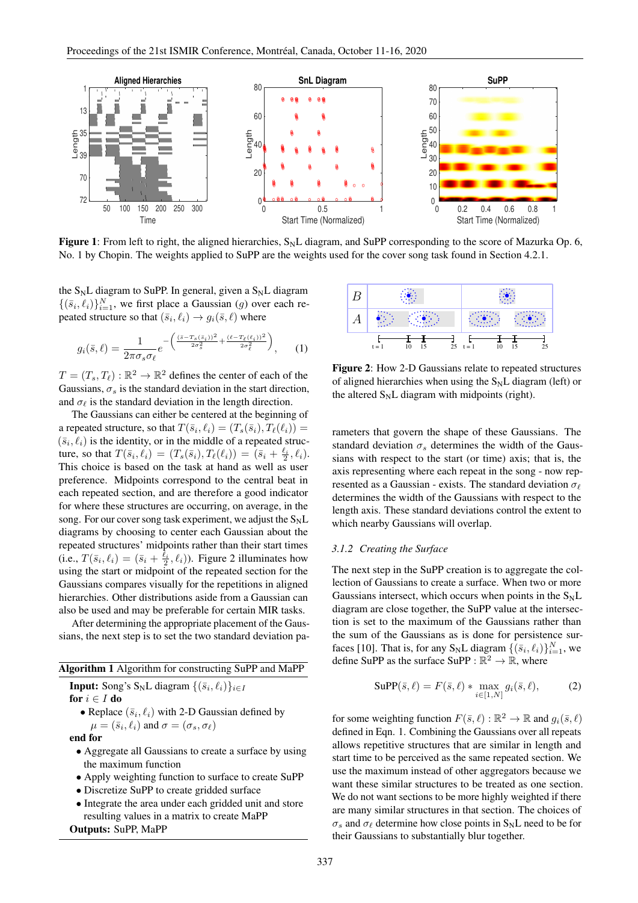**Figure 1**: From left to right, the aligned hierarchies, $S_N L$ diagram, and SuPP corresponding to the score of Mazurka Op. 6, No. 1 by Chopin. The weights applied to SuPP are the weights used for the cover song task found in Section 4.2.1.

the $S_N L$ diagram to SuPP. In general, given a $S_N L$ diagram $\{(\bar{s}_i, \ell_i)\}_{i=1}^{N}$, we first place a Gaussian ($g$) over each repeated structure so that $(\bar{s}_i, \ell_i) \to g_i(\bar{s}, \ell)$ where

$$g_i(\bar{s}, \ell) = \frac{1}{2\pi\sigma_s\sigma_\ell} e^{-\left(\frac{(\bar{s} - T_s(\bar{s}_i))^2}{2\sigma_s^2} + \frac{(\ell - T_\ell(\ell_i))^2}{2\sigma_\ell^2}\right)}, \qquad (1)$$

$T = (T_s, T_\ell) : \mathbb{R}^2 \to \mathbb{R}^2$ defines the center of each of the Gaussians, $\sigma_s$ is the standard deviation in the start direction, and $\sigma_\ell$ is the standard deviation in the length direction.

The Gaussians can either be centered at the beginning of a repeated structure, so that $T(\bar{s}_i, \ell_i) = (T_s(\bar{s}_i), T_\ell(\ell_i)) = (\bar{s}_i, \ell_i)$ is the identity, or in the middle of a repeated structure, so that $T(\bar{s}_i, \ell_i) = (T_s(\bar{s}_i), T_\ell(\ell_i)) = (\bar{s}_i + \frac{\ell_i}{2}, \ell_i)$. This choice is based on the task at hand as well as user preference. Midpoints correspond to the central beat in each repeated section, and are therefore a good indicator for where these structures are occurring, on average, in the song. For our cover song task experiment, we adjust the $S_N L$ diagrams by choosing to center each Gaussian about the repeated structures' midpoints rather than their start times (i.e., $T(\bar{s}_i, \ell_i) = (\bar{s}_i + \frac{\ell_i}{2}, \ell_i)$). Figure 2 illuminates how using the start or midpoint of the repeated section for the Gaussians compares visually for the repetitions in aligned hierarchies. Other distributions aside from a Gaussian can also be used and may be preferable for certain MIR tasks.

After determining the appropriate placement of the Gaussians, the next step is to set the two standard deviation parameters that govern the shape of these Gaussians. The standard deviation $\sigma_s$ determines the width of the Gaussians with respect to the start (or time) axis; that is, the axis representing where each repeat in the song - now represented as a Gaussian - exists. The standard deviation $\sigma_\ell$ determines the width of the Gaussians with respect to the length axis. These standard deviations control the extent to which nearby Gaussians will overlap.

---

**Algorithm 1** Algorithm for constructing SuPP and MaPP

**Input:** Song's $S_N L$ diagram $\{(\bar{s}_i, \ell_i)\}_{i \in I}$
**for** $i \in I$ **do**
- Replace $(\bar{s}_i, \ell_i)$ with 2-D Gaussian defined by $\mu = (\bar{s}_i, \ell_i)$ and $\sigma = (\sigma_s, \sigma_\ell)$

**end for**
- Aggregate all Gaussians to create a surface by using the maximum function
- Apply weighting function to surface to create SuPP
- Discretize SuPP to create gridded surface
- Integrate the area under each gridded unit and store resulting values in a matrix to create MaPP

**Outputs:** SuPP, MaPP

---

**Figure 2**: How 2-D Gaussians relate to repeated structures of aligned hierarchies when using the $S_N L$ diagram (left) or the altered $S_N L$ diagram with midpoints (right).

#### 3.1.2 Creating the Surface

The next step in the SuPP creation is to aggregate the collection of Gaussians to create a surface. When two or more Gaussians intersect, which occurs when points in the $S_N L$ diagram are close together, the SuPP value at the intersection is set to the maximum of the Gaussians rather than the sum of the Gaussians as is done for persistence surfaces [10]. That is, for any $S_N L$ diagram $\{(\bar{s}_i, \ell_i)\}_{i=1}^{N}$, we define SuPP as the surface SuPP : $\mathbb{R}^2 \to \mathbb{R}$, where

$$\text{SuPP}(\bar{s}, \ell) = F(\bar{s}, \ell) * \max_{i \in [1,N]} g_i(\bar{s}, \ell), \qquad (2)$$

for some weighting function $F(\bar{s}, \ell) : \mathbb{R}^2 \to \mathbb{R}$ and $g_i(\bar{s}, \ell)$ defined in Eqn. 1. Combining the Gaussians over all repeats allows repetitive structures that are similar in length and start time to be perceived as the same repeated section. We use the maximum instead of other aggregators because we want these similar structures to be treated as one section. We do not want sections to be more highly weighted if there are many similar structures in that section. The choices of $\sigma_s$ and $\sigma_\ell$ determine how close points in $S_N L$ need to be for their Gaussians to substantially blur together.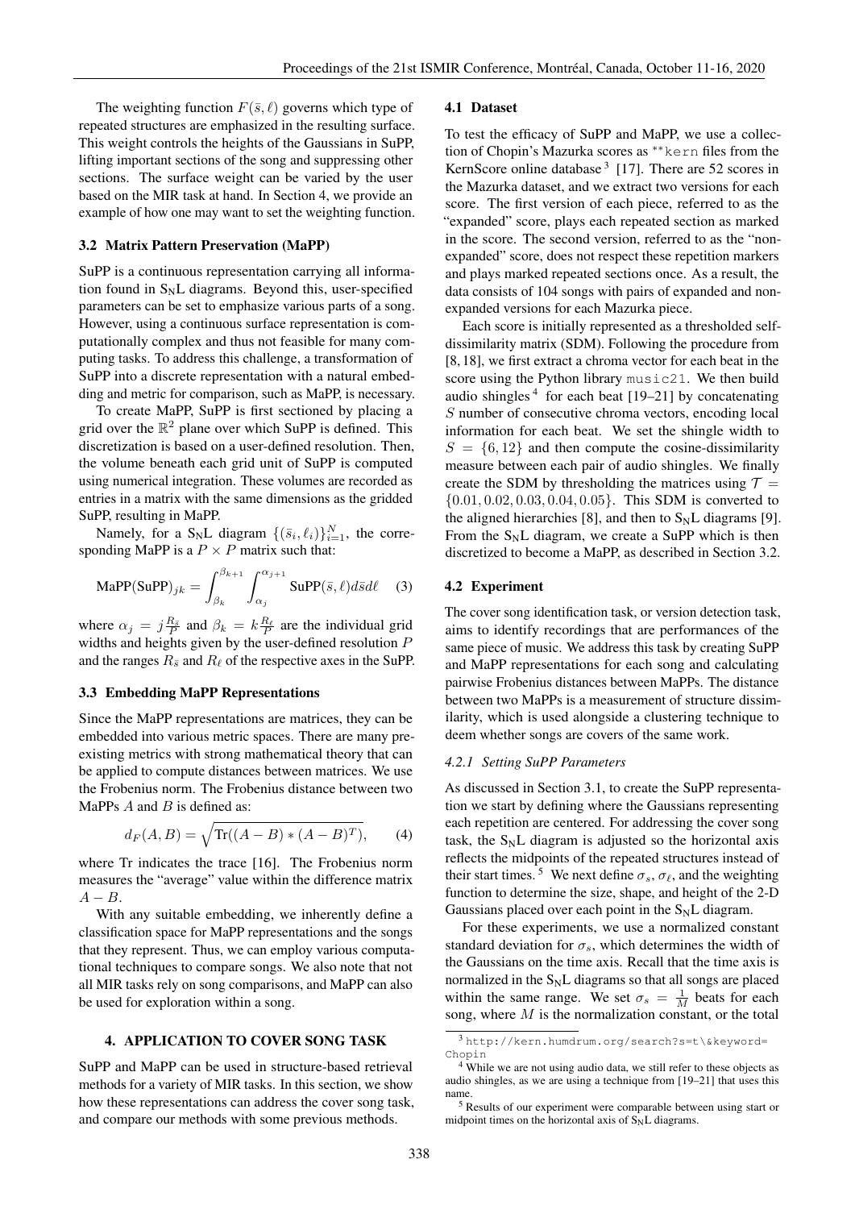The weighting function $F(\bar{s}, \ell)$ governs which type of repeated structures are emphasized in the resulting surface. This weight controls the heights of the Gaussians in SuPP, lifting important sections of the song and suppressing other sections. The surface weight can be varied by the user based on the MIR task at hand. In Section 4, we provide an example of how one may want to set the weighting function.

### 3.2 Matrix Pattern Preservation (MaPP)

SuPP is a continuous representation carrying all information found in $\text{S}_\text{N}\text{L}$ diagrams. Beyond this, user-specified parameters can be set to emphasize various parts of a song. However, using a continuous surface representation is computationally complex and thus not feasible for many computing tasks. To address this challenge, a transformation of SuPP into a discrete representation with a natural embedding and metric for comparison, such as MaPP, is necessary.

To create MaPP, SuPP is first sectioned by placing a grid over the $\mathbb{R}^2$ plane over which SuPP is defined. This discretization is based on a user-defined resolution. Then, the volume beneath each grid unit of SuPP is computed using numerical integration. These volumes are recorded as entries in a matrix with the same dimensions as the gridded SuPP, resulting in MaPP.

Namely, for a $\text{S}_\text{N}\text{L}$ diagram $\{(\bar{s}_i, \ell_i)\}_{i=1}^N$, the corresponding MaPP is a $P \times P$ matrix such that:

$$\text{MaPP(SuPP)}_{jk} = \int_{\beta_k}^{\beta_{k+1}} \int_{\alpha_j}^{\alpha_{j+1}} \text{SuPP}(\bar{s}, \ell) d\bar{s} d\ell \quad (3)$$

where $\alpha_j = j\frac{R_{\bar{s}}}{P}$ and $\beta_k = k\frac{R_\ell}{P}$ are the individual grid widths and heights given by the user-defined resolution $P$ and the ranges $R_{\bar{s}}$ and $R_\ell$ of the respective axes in the SuPP.

### 3.3 Embedding MaPP Representations

Since the MaPP representations are matrices, they can be embedded into various metric spaces. There are many preexisting metrics with strong mathematical theory that can be applied to compute distances between matrices. We use the Frobenius norm. The Frobenius distance between two MaPPs $A$ and $B$ is defined as:

$$d_F(A, B) = \sqrt{\text{Tr}((A - B) * (A - B)^T)}, \quad (4)$$

where Tr indicates the trace [16]. The Frobenius norm measures the "average" value within the difference matrix $A - B$.

With any suitable embedding, we inherently define a classification space for MaPP representations and the songs that they represent. Thus, we can employ various computational techniques to compare songs. We also note that not all MIR tasks rely on song comparisons, and MaPP can also be used for exploration within a song.

## 4. APPLICATION TO COVER SONG TASK

SuPP and MaPP can be used in structure-based retrieval methods for a variety of MIR tasks. In this section, we show how these representations can address the cover song task, and compare our methods with some previous methods.

### 4.1 Dataset

To test the efficacy of SuPP and MaPP, we use a collection of Chopin's Mazurka scores as `**kern` files from the KernScore online database [3] [17]. There are 52 scores in the Mazurka dataset, and we extract two versions for each score. The first version of each piece, referred to as the "expanded" score, plays each repeated section as marked in the score. The second version, referred to as the "non-expanded" score, does not respect these repetition markers and plays marked repeated sections once. As a result, the data consists of 104 songs with pairs of expanded and non-expanded versions for each Mazurka piece.

Each score is initially represented as a thresholded self-dissimilarity matrix (SDM). Following the procedure from [8, 18], we first extract a chroma vector for each beat in the score using the Python library `music21`. We then build audio shingles [4] for each beat [19–21] by concatenating $S$ number of consecutive chroma vectors, encoding local information for each beat. We set the shingle width to $S = \{6, 12\}$ and then compute the cosine-dissimilarity measure between each pair of audio shingles. We finally create the SDM by thresholding the matrices using $\mathcal{T} = \{0.01, 0.02, 0.03, 0.04, 0.05\}$. This SDM is converted to the aligned hierarchies [8], and then to $\text{S}_\text{N}\text{L}$ diagrams [9]. From the $\text{S}_\text{N}\text{L}$ diagram, we create a SuPP which is then discretized to become a MaPP, as described in Section 3.2.

### 4.2 Experiment

The cover song identification task, or version detection task, aims to identify recordings that are performances of the same piece of music. We address this task by creating SuPP and MaPP representations for each song and calculating pairwise Frobenius distances between MaPPs. The distance between two MaPPs is a measurement of structure dissimilarity, which is used alongside a clustering technique to deem whether songs are covers of the same work.

#### *4.2.1 Setting SuPP Parameters*

As discussed in Section 3.1, to create the SuPP representation we start by defining where the Gaussians representing each repetition are centered. For addressing the cover song task, the $\text{S}_\text{N}\text{L}$ diagram is adjusted so the horizontal axis reflects the midpoints of the repeated structures instead of their start times. [5] We next define $\sigma_s$, $\sigma_\ell$, and the weighting function to determine the size, shape, and height of the 2-D Gaussians placed over each point in the $\text{S}_\text{N}\text{L}$ diagram.

For these experiments, we use a normalized constant standard deviation for $\sigma_s$, which determines the width of the Gaussians on the time axis. Recall that the time axis is normalized in the $\text{S}_\text{N}\text{L}$ diagrams so that all songs are placed within the same range. We set $\sigma_s = \frac{1}{M}$ beats for each song, where $M$ is the normalization constant, or the total

[3] http://kern.humdrum.org/search?s=t\&keyword=Chopin

[4] While we are not using audio data, we still refer to these objects as audio shingles, as we are using a technique from [19–21] that uses this name.

[5] Results of our experiment were comparable between using start or midpoint times on the horizontal axis of $\text{S}_\text{N}\text{L}$ diagrams.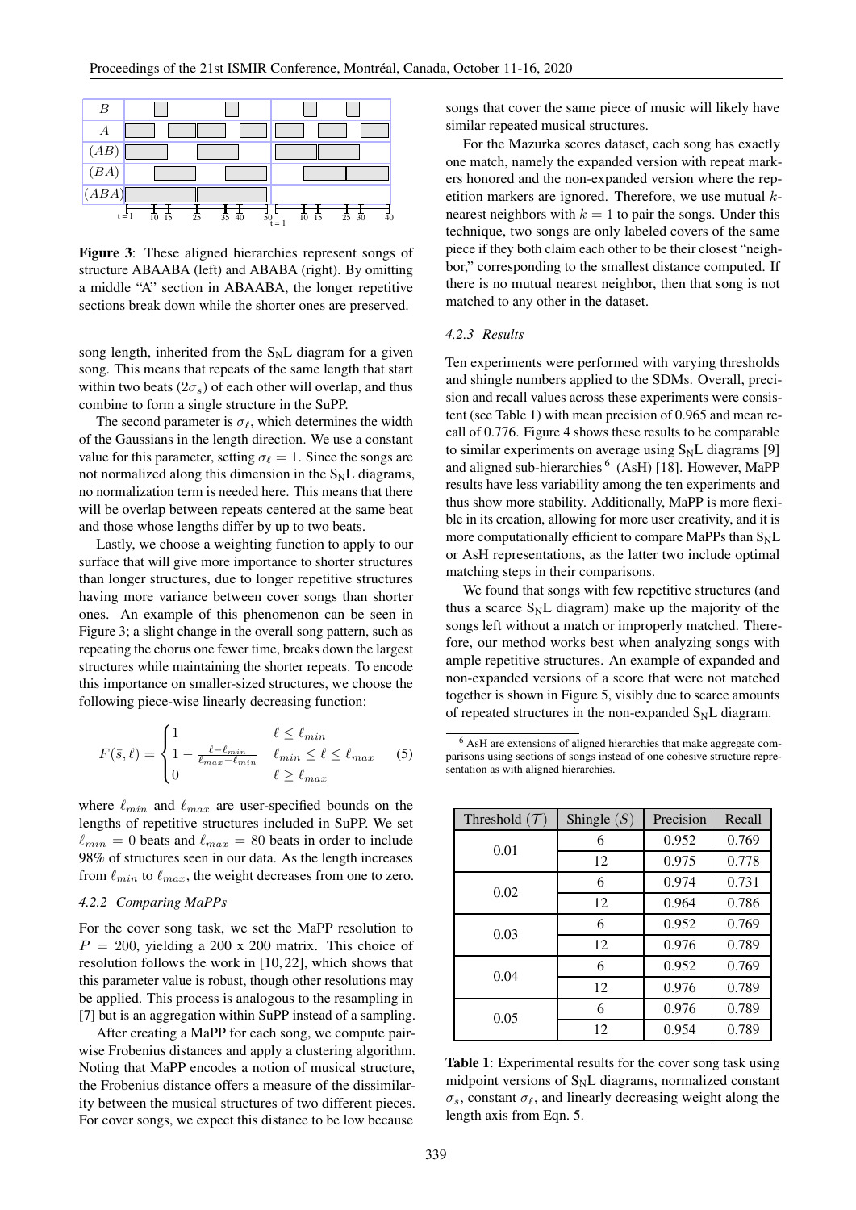Figure 3: These aligned hierarchies represent songs of structure ABAABA (left) and ABABA (right). By omitting a middle "A" section in ABAABA, the longer repetitive sections break down while the shorter ones are preserved.

song length, inherited from the $S_N L$ diagram for a given song. This means that repeats of the same length that start within two beats ($2\sigma_s$) of each other will overlap, and thus combine to form a single structure in the SuPP.

The second parameter is $\sigma_\ell$, which determines the width of the Gaussians in the length direction. We use a constant value for this parameter, setting $\sigma_\ell = 1$. Since the songs are not normalized along this dimension in the $S_N L$ diagrams, no normalization term is needed here. This means that there will be overlap between repeats centered at the same beat and those whose lengths differ by up to two beats.

Lastly, we choose a weighting function to apply to our surface that will give more importance to shorter structures than longer structures, due to longer repetitive structures having more variance between cover songs than shorter ones. An example of this phenomenon can be seen in Figure 3; a slight change in the overall song pattern, such as repeating the chorus one fewer time, breaks down the largest structures while maintaining the shorter repeats. To encode this importance on smaller-sized structures, we choose the following piece-wise linearly decreasing function:

$$F(\bar{s}, \ell) = \begin{cases} 1 & \ell \leq \ell_{min} \\ 1 - \frac{\ell - \ell_{min}}{\ell_{max} - \ell_{min}} & \ell_{min} \leq \ell \leq \ell_{max} \\ 0 & \ell \geq \ell_{max} \end{cases} \quad (5)$$

where $\ell_{min}$ and $\ell_{max}$ are user-specified bounds on the lengths of repetitive structures included in SuPP. We set $\ell_{min} = 0$ beats and $\ell_{max} = 80$ beats in order to include 98% of structures seen in our data. As the length increases from $\ell_{min}$ to $\ell_{max}$, the weight decreases from one to zero.

#### 4.2.2 Comparing MaPPs

For the cover song task, we set the MaPP resolution to $P = 200$, yielding a 200 x 200 matrix. This choice of resolution follows the work in [10, 22], which shows that this parameter value is robust, though other resolutions may be applied. This process is analogous to the resampling in [7] but is an aggregation within SuPP instead of a sampling.

After creating a MaPP for each song, we compute pairwise Frobenius distances and apply a clustering algorithm. Noting that MaPP encodes a notion of musical structure, the Frobenius distance offers a measure of the dissimilarity between the musical structures of two different pieces. For cover songs, we expect this distance to be low because songs that cover the same piece of music will likely have similar repeated musical structures.

For the Mazurka scores dataset, each song has exactly one match, namely the expanded version with repeat markers honored and the non-expanded version where the repetition markers are ignored. Therefore, we use mutual $k$-nearest neighbors with $k = 1$ to pair the songs. Under this technique, two songs are only labeled covers of the same piece if they both claim each other to be their closest "neighbor," corresponding to the smallest distance computed. If there is no mutual nearest neighbor, then that song is not matched to any other in the dataset.

#### 4.2.3 Results

Ten experiments were performed with varying thresholds and shingle numbers applied to the SDMs. Overall, precision and recall values across these experiments were consistent (see Table 1) with mean precision of 0.965 and mean recall of 0.776. Figure 4 shows these results to be comparable to similar experiments on average using $S_N L$ diagrams [9] and aligned sub-hierarchies [6] (AsH) [18]. However, MaPP results have less variability among the ten experiments and thus show more stability. Additionally, MaPP is more flexible in its creation, allowing for more user creativity, and it is more computationally efficient to compare MaPPs than $S_N L$ or AsH representations, as the latter two include optimal matching steps in their comparisons.

We found that songs with few repetitive structures (and thus a scarce $S_N L$ diagram) make up the majority of the songs left without a match or improperly matched. Therefore, our method works best when analyzing songs with ample repetitive structures. An example of expanded and non-expanded versions of a score that were not matched together is shown in Figure 5, visibly due to scarce amounts of repeated structures in the non-expanded $S_N L$ diagram.

[6] AsH are extensions of aligned hierarchies that make aggregate comparisons using sections of songs instead of one cohesive structure representation as with aligned hierarchies.

| Threshold ($\mathcal{T}$) | Shingle ($S$) | Precision | Recall |
|---|---|---|---|
| 0.01 | 6 | 0.952 | 0.769 |
| | 12 | 0.975 | 0.778 |
| 0.02 | 6 | 0.974 | 0.731 |
| | 12 | 0.964 | 0.786 |
| 0.03 | 6 | 0.952 | 0.769 |
| | 12 | 0.976 | 0.789 |
| 0.04 | 6 | 0.952 | 0.769 |
| | 12 | 0.976 | 0.789 |
| 0.05 | 6 | 0.976 | 0.789 |
| | 12 | 0.954 | 0.789 |

**Table 1**: Experimental results for the cover song task using midpoint versions of $S_N L$ diagrams, normalized constant $\sigma_s$, constant $\sigma_\ell$, and linearly decreasing weight along the length axis from Eqn. 5.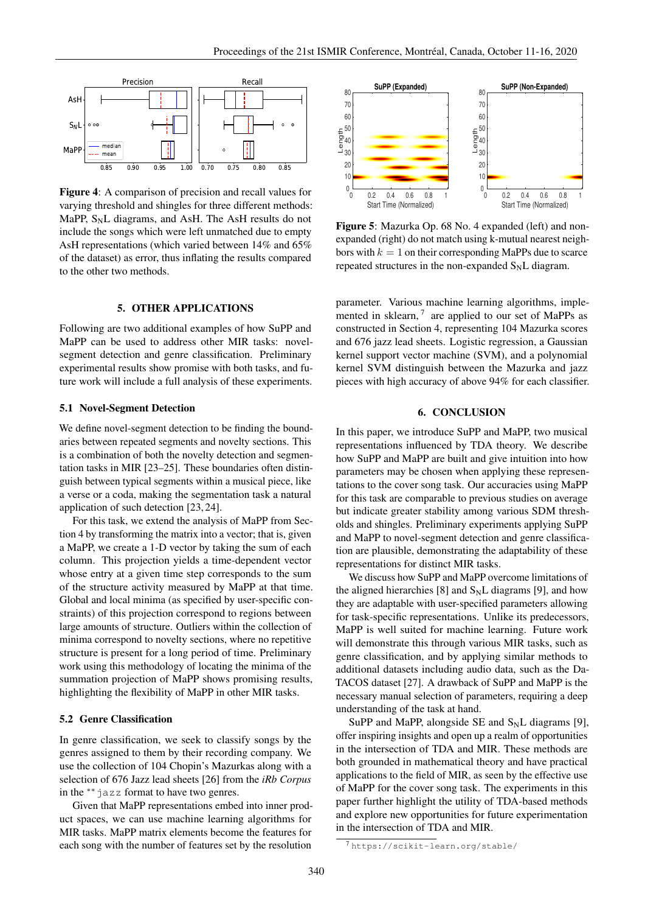**Figure 4**: A comparison of precision and recall values for varying threshold and shingles for three different methods: MaPP, $S_NL$ diagrams, and AsH. The AsH results do not include the songs which were left unmatched due to empty AsH representations (which varied between 14% and 65% of the dataset) as error, thus inflating the results compared to the other two methods.

**Figure 5**: Mazurka Op. 68 No. 4 expanded (left) and non-expanded (right) do not match using k-mutual nearest neighbors with $k = 1$ on their corresponding MaPPs due to scarce repeated structures in the non-expanded $S_NL$ diagram.

## 5. OTHER APPLICATIONS

Following are two additional examples of how SuPP and MaPP can be used to address other MIR tasks: novel-segment detection and genre classification. Preliminary experimental results show promise with both tasks, and future work will include a full analysis of these experiments.

### 5.1 Novel-Segment Detection

We define novel-segment detection to be finding the boundaries between repeated segments and novelty sections. This is a combination of both the novelty detection and segmentation tasks in MIR [23–25]. These boundaries often distinguish between typical segments within a musical piece, like a verse or a coda, making the segmentation task a natural application of such detection [23, 24].

For this task, we extend the analysis of MaPP from Section 4 by transforming the matrix into a vector; that is, given a MaPP, we create a 1-D vector by taking the sum of each column. This projection yields a time-dependent vector whose entry at a given time step corresponds to the sum of the structure activity measured by MaPP at that time. Global and local minima (as specified by user-specific constraints) of this projection correspond to regions between large amounts of structure. Outliers within the collection of minima correspond to novelty sections, where no repetitive structure is present for a long period of time. Preliminary work using this methodology of locating the minima of the summation projection of MaPP shows promising results, highlighting the flexibility of MaPP in other MIR tasks.

### 5.2 Genre Classification

In genre classification, we seek to classify songs by the genres assigned to them by their recording company. We use the collection of 104 Chopin's Mazurkas along with a selection of 676 Jazz lead sheets [26] from the *iRb Corpus* in the `**jazz` format to have two genres.

Given that MaPP representations embed into inner product spaces, we can use machine learning algorithms for MIR tasks. MaPP matrix elements become the features for each song with the number of features set by the resolution parameter. Various machine learning algorithms, implemented in sklearn, [7] are applied to our set of MaPPs as constructed in Section 4, representing 104 Mazurka scores and 676 jazz lead sheets. Logistic regression, a Gaussian kernel support vector machine (SVM), and a polynomial kernel SVM distinguish between the Mazurka and jazz pieces with high accuracy of above 94% for each classifier.

## 6. CONCLUSION

In this paper, we introduce SuPP and MaPP, two musical representations influenced by TDA theory. We describe how SuPP and MaPP are built and give intuition into how parameters may be chosen when applying these representations to the cover song task. Our accuracies using MaPP for this task are comparable to previous studies on average but indicate greater stability among various SDM thresholds and shingles. Preliminary experiments applying SuPP and MaPP to novel-segment detection and genre classification are plausible, demonstrating the adaptability of these representations for distinct MIR tasks.

We discuss how SuPP and MaPP overcome limitations of the aligned hierarchies [8] and $S_NL$ diagrams [9], and how they are adaptable with user-specified parameters allowing for task-specific representations. Unlike its predecessors, MaPP is well suited for machine learning. Future work will demonstrate this through various MIR tasks, such as genre classification, and by applying similar methods to additional datasets including audio data, such as the Da-TACOS dataset [27]. A drawback of SuPP and MaPP is the necessary manual selection of parameters, requiring a deep understanding of the task at hand.

SuPP and MaPP, alongside SE and $S_NL$ diagrams [9], offer inspiring insights and open up a realm of opportunities in the intersection of TDA and MIR. These methods are both grounded in mathematical theory and have practical applications to the field of MIR, as seen by the effective use of MaPP for the cover song task. The experiments in this paper further highlight the utility of TDA-based methods and explore new opportunities for future experimentation in the intersection of TDA and MIR.

[7] `https://scikit-learn.org/stable/`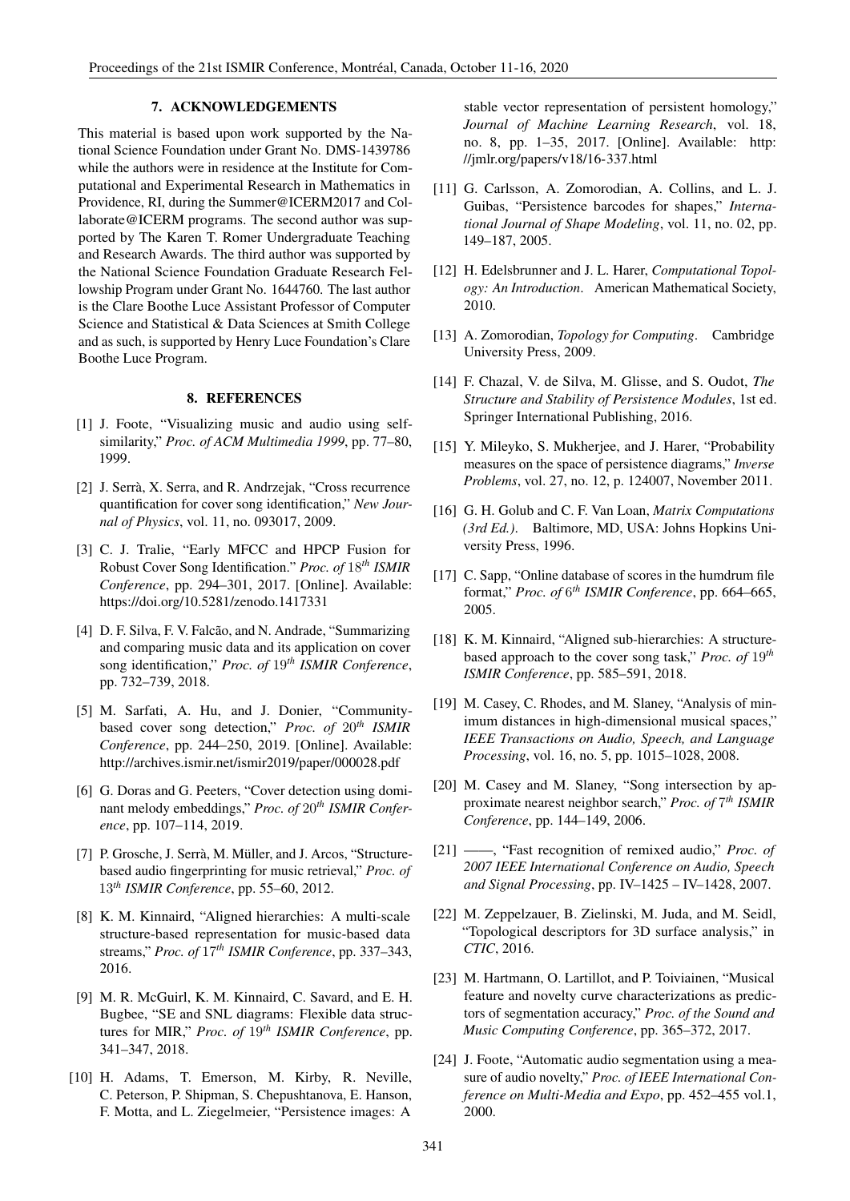## 7. ACKNOWLEDGEMENTS

This material is based upon work supported by the National Science Foundation under Grant No. DMS-1439786 while the authors were in residence at the Institute for Computational and Experimental Research in Mathematics in Providence, RI, during the Summer@ICERM2017 and Collaborate@ICERM programs. The second author was supported by The Karen T. Romer Undergraduate Teaching and Research Awards. The third author was supported by the National Science Foundation Graduate Research Fellowship Program under Grant No. 1644760. The last author is the Clare Boothe Luce Assistant Professor of Computer Science and Statistical & Data Sciences at Smith College and as such, is supported by Henry Luce Foundation's Clare Boothe Luce Program.

## 8. REFERENCES

[1] J. Foote, "Visualizing music and audio using self-similarity," *Proc. of ACM Multimedia 1999*, pp. 77–80, 1999.

[2] J. Serrà, X. Serra, and R. Andrzejak, "Cross recurrence quantification for cover song identification," *New Journal of Physics*, vol. 11, no. 093017, 2009.

[3] C. J. Tralie, "Early MFCC and HPCP Fusion for Robust Cover Song Identification." *Proc. of 18th ISMIR Conference*, pp. 294–301, 2017. [Online]. Available: https://doi.org/10.5281/zenodo.1417331

[4] D. F. Silva, F. V. Falcão, and N. Andrade, "Summarizing and comparing music data and its application on cover song identification," *Proc. of 19th ISMIR Conference*, pp. 732–739, 2018.

[5] M. Sarfati, A. Hu, and J. Donier, "Community-based cover song detection," *Proc. of 20th ISMIR Conference*, pp. 244–250, 2019. [Online]. Available: http://archives.ismir.net/ismir2019/paper/000028.pdf

[6] G. Doras and G. Peeters, "Cover detection using dominant melody embeddings," *Proc. of 20th ISMIR Conference*, pp. 107–114, 2019.

[7] P. Grosche, J. Serrà, M. Müller, and J. Arcos, "Structure-based audio fingerprinting for music retrieval," *Proc. of 13th ISMIR Conference*, pp. 55–60, 2012.

[8] K. M. Kinnaird, "Aligned hierarchies: A multi-scale structure-based representation for music-based data streams," *Proc. of 17th ISMIR Conference*, pp. 337–343, 2016.

[9] M. R. McGuirl, K. M. Kinnaird, C. Savard, and E. H. Bugbee, "SE and SNL diagrams: Flexible data structures for MIR," *Proc. of 19th ISMIR Conference*, pp. 341–347, 2018.

[10] H. Adams, T. Emerson, M. Kirby, R. Neville, C. Peterson, P. Shipman, S. Chepushtanova, E. Hanson, F. Motta, and L. Ziegelmeier, "Persistence images: A stable vector representation of persistent homology," *Journal of Machine Learning Research*, vol. 18, no. 8, pp. 1–35, 2017. [Online]. Available: http://jmlr.org/papers/v18/16-337.html

[11] G. Carlsson, A. Zomorodian, A. Collins, and L. J. Guibas, "Persistence barcodes for shapes," *International Journal of Shape Modeling*, vol. 11, no. 02, pp. 149–187, 2005.

[12] H. Edelsbrunner and J. L. Harer, *Computational Topology: An Introduction*. American Mathematical Society, 2010.

[13] A. Zomorodian, *Topology for Computing*. Cambridge University Press, 2009.

[14] F. Chazal, V. de Silva, M. Glisse, and S. Oudot, *The Structure and Stability of Persistence Modules*, 1st ed. Springer International Publishing, 2016.

[15] Y. Mileyko, S. Mukherjee, and J. Harer, "Probability measures on the space of persistence diagrams," *Inverse Problems*, vol. 27, no. 12, p. 124007, November 2011.

[16] G. H. Golub and C. F. Van Loan, *Matrix Computations (3rd Ed.)*. Baltimore, MD, USA: Johns Hopkins University Press, 1996.

[17] C. Sapp, "Online database of scores in the humdrum file format," *Proc. of 6th ISMIR Conference*, pp. 664–665, 2005.

[18] K. M. Kinnaird, "Aligned sub-hierarchies: A structure-based approach to the cover song task," *Proc. of 19th ISMIR Conference*, pp. 585–591, 2018.

[19] M. Casey, C. Rhodes, and M. Slaney, "Analysis of minimum distances in high-dimensional musical spaces," *IEEE Transactions on Audio, Speech, and Language Processing*, vol. 16, no. 5, pp. 1015–1028, 2008.

[20] M. Casey and M. Slaney, "Song intersection by approximate nearest neighbor search," *Proc. of 7th ISMIR Conference*, pp. 144–149, 2006.

[21] ——, "Fast recognition of remixed audio," *Proc. of 2007 IEEE International Conference on Audio, Speech and Signal Processing*, pp. IV–1425 – IV–1428, 2007.

[22] M. Zeppelzauer, B. Zielinski, M. Juda, and M. Seidl, "Topological descriptors for 3D surface analysis," in *CTIC*, 2016.

[23] M. Hartmann, O. Lartillot, and P. Toiviainen, "Musical feature and novelty curve characterizations as predictors of segmentation accuracy," *Proc. of the Sound and Music Computing Conference*, pp. 365–372, 2017.

[24] J. Foote, "Automatic audio segmentation using a measure of audio novelty," *Proc. of IEEE International Conference on Multi-Media and Expo*, pp. 452–455 vol.1, 2000.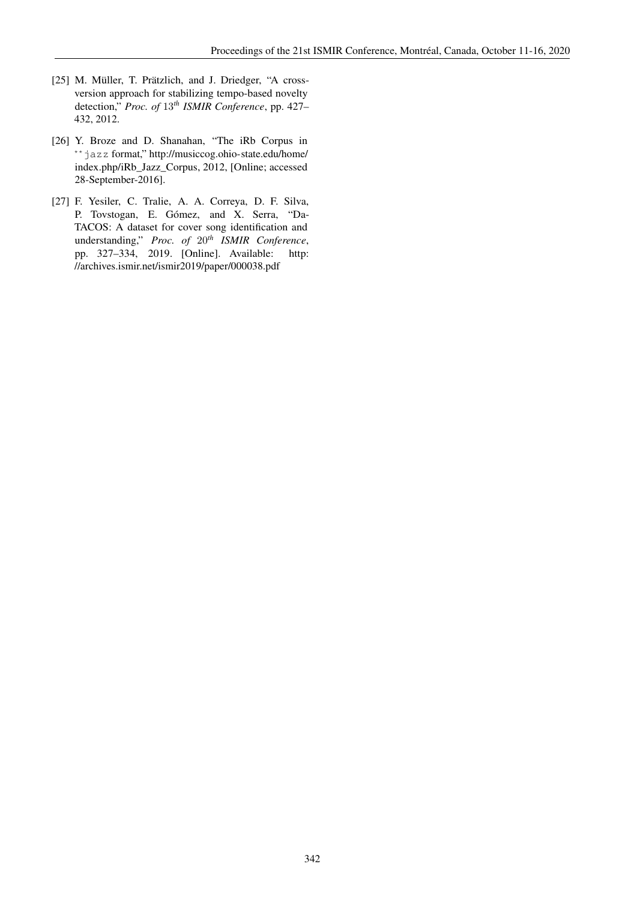[25] M. Müller, T. Prätzlich, and J. Driedger, "A cross-version approach for stabilizing tempo-based novelty detection," *Proc. of* 13*th* *ISMIR Conference*, pp. 427–432, 2012.

[26] Y. Broze and D. Shanahan, "The iRb Corpus in `**jazz` format," http://musiccog.ohio-state.edu/home/index.php/iRb_Jazz_Corpus, 2012, [Online; accessed 28-September-2016].

[27] F. Yesiler, C. Tralie, A. A. Correya, D. F. Silva, P. Tovstogan, E. Gómez, and X. Serra, "Da-TACOS: A dataset for cover song identification and understanding," *Proc. of* 20*th* *ISMIR Conference*, pp. 327–334, 2019. [Online]. Available: http://archives.ismir.net/ismir2019/paper/000038.pdf